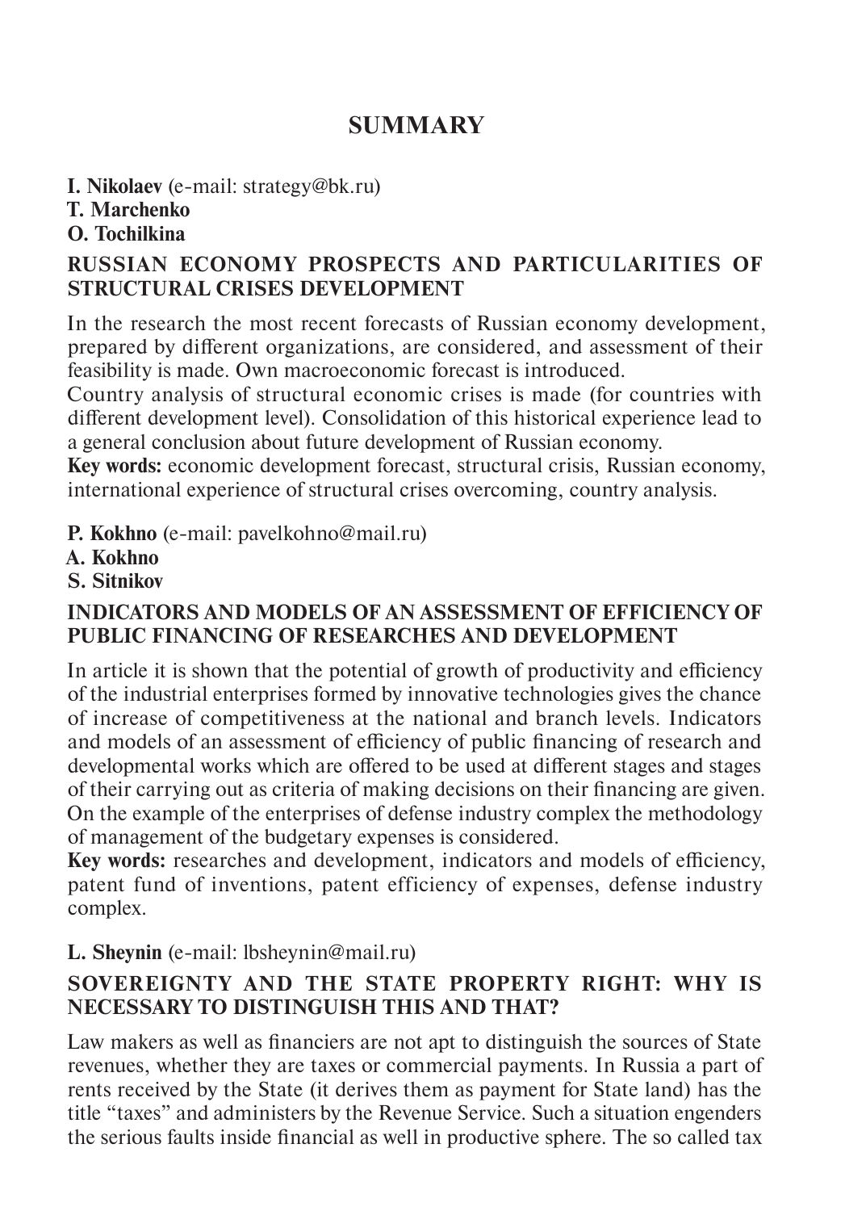# SUMMARY

**I. Nikolaev** (e-mail: strategy@bk.ru)
**T. Marchenko**
**O. Tochilkina**

## RUSSIAN ECONOMY PROSPECTS AND PARTICULARITIES OF STRUCTURAL CRISES DEVELOPMENT

In the research the most recent forecasts of Russian economy development, prepared by different organizations, are considered, and assessment of their feasibility is made. Own macroeconomic forecast is introduced.
Country analysis of structural economic crises is made (for countries with different development level). Consolidation of this historical experience lead to a general conclusion about future development of Russian economy.
**Key words:** economic development forecast, structural crisis, Russian economy, international experience of structural crises overcoming, country analysis.

**P. Kokhno** (e-mail: pavelkohno@mail.ru)
**A. Kokhno**
**S. Sitnikov**

## INDICATORS AND MODELS OF AN ASSESSMENT OF EFFICIENCY OF PUBLIC FINANCING OF RESEARCHES AND DEVELOPMENT

In article it is shown that the potential of growth of productivity and efficiency of the industrial enterprises formed by innovative technologies gives the chance of increase of competitiveness at the national and branch levels. Indicators and models of an assessment of efficiency of public financing of research and developmental works which are offered to be used at different stages and stages of their carrying out as criteria of making decisions on their financing are given. On the example of the enterprises of defense industry complex the methodology of management of the budgetary expenses is considered.
**Key words:** researches and development, indicators and models of efficiency, patent fund of inventions, patent efficiency of expenses, defense industry complex.

**L. Sheynin** (e-mail: lbsheynin@mail.ru)

## SOVEREIGNTY AND THE STATE PROPERTY RIGHT: WHY IS NECESSARY TO DISTINGUISH THIS AND THAT?

Law makers as well as financiers are not apt to distinguish the sources of State revenues, whether they are taxes or commercial payments. In Russia a part of rents received by the State (it derives them as payment for State land) has the title "taxes" and administers by the Revenue Service. Such a situation engenders the serious faults inside financial as well in productive sphere. The so called tax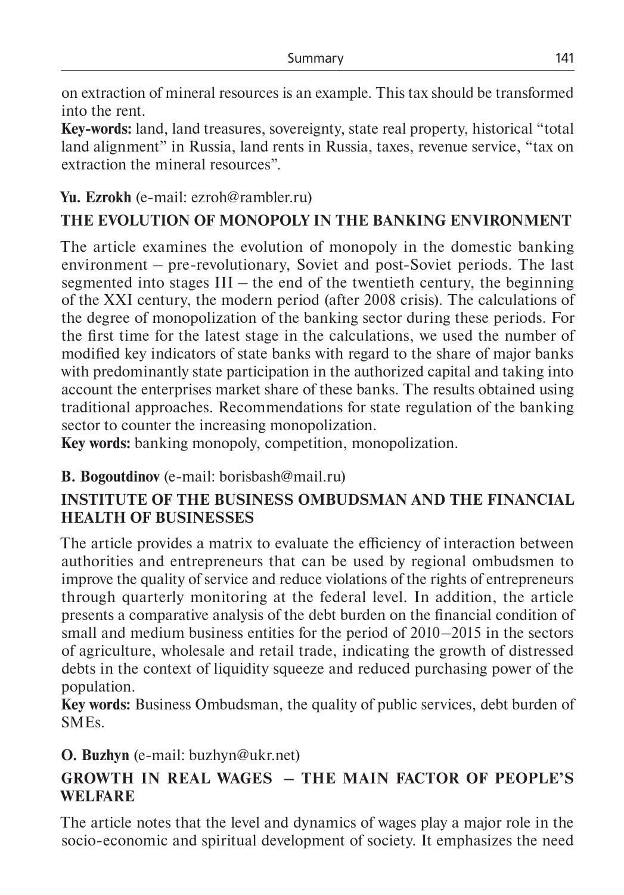on extraction of mineral resources is an example. This tax should be transformed into the rent.

**Key-words:** land, land treasures, sovereignty, state real property, historical "total land alignment" in Russia, land rents in Russia, taxes, revenue service, "tax on extraction the mineral resources".

**Yu. Ezrokh** (e-mail: ezroh@rambler.ru)

## THE EVOLUTION OF MONOPOLY IN THE BANKING ENVIRONMENT

The article examines the evolution of monopoly in the domestic banking environment – pre-revolutionary, Soviet and post-Soviet periods. The last segmented into stages III – the end of the twentieth century, the beginning of the XXI century, the modern period (after 2008 crisis). The calculations of the degree of monopolization of the banking sector during these periods. For the first time for the latest stage in the calculations, we used the number of modified key indicators of state banks with regard to the share of major banks with predominantly state participation in the authorized capital and taking into account the enterprises market share of these banks. The results obtained using traditional approaches. Recommendations for state regulation of the banking sector to counter the increasing monopolization.

**Key words:** banking monopoly, competition, monopolization.

**B. Bogoutdinov** (e-mail: borisbash@mail.ru)

## INSTITUTE OF THE BUSINESS OMBUDSMAN AND THE FINANCIAL HEALTH OF BUSINESSES

The article provides a matrix to evaluate the efficiency of interaction between authorities and entrepreneurs that can be used by regional ombudsmen to improve the quality of service and reduce violations of the rights of entrepreneurs through quarterly monitoring at the federal level. In addition, the article presents a comparative analysis of the debt burden on the financial condition of small and medium business entities for the period of 2010–2015 in the sectors of agriculture, wholesale and retail trade, indicating the growth of distressed debts in the context of liquidity squeeze and reduced purchasing power of the population.

**Key words:** Business Ombudsman, the quality of public services, debt burden of SMEs.

**O. Buzhyn** (e-mail: buzhyn@ukr.net)

## GROWTH IN REAL WAGES – THE MAIN FACTOR OF PEOPLE'S WELFARE

The article notes that the level and dynamics of wages play a major role in the socio-economic and spiritual development of society. It emphasizes the need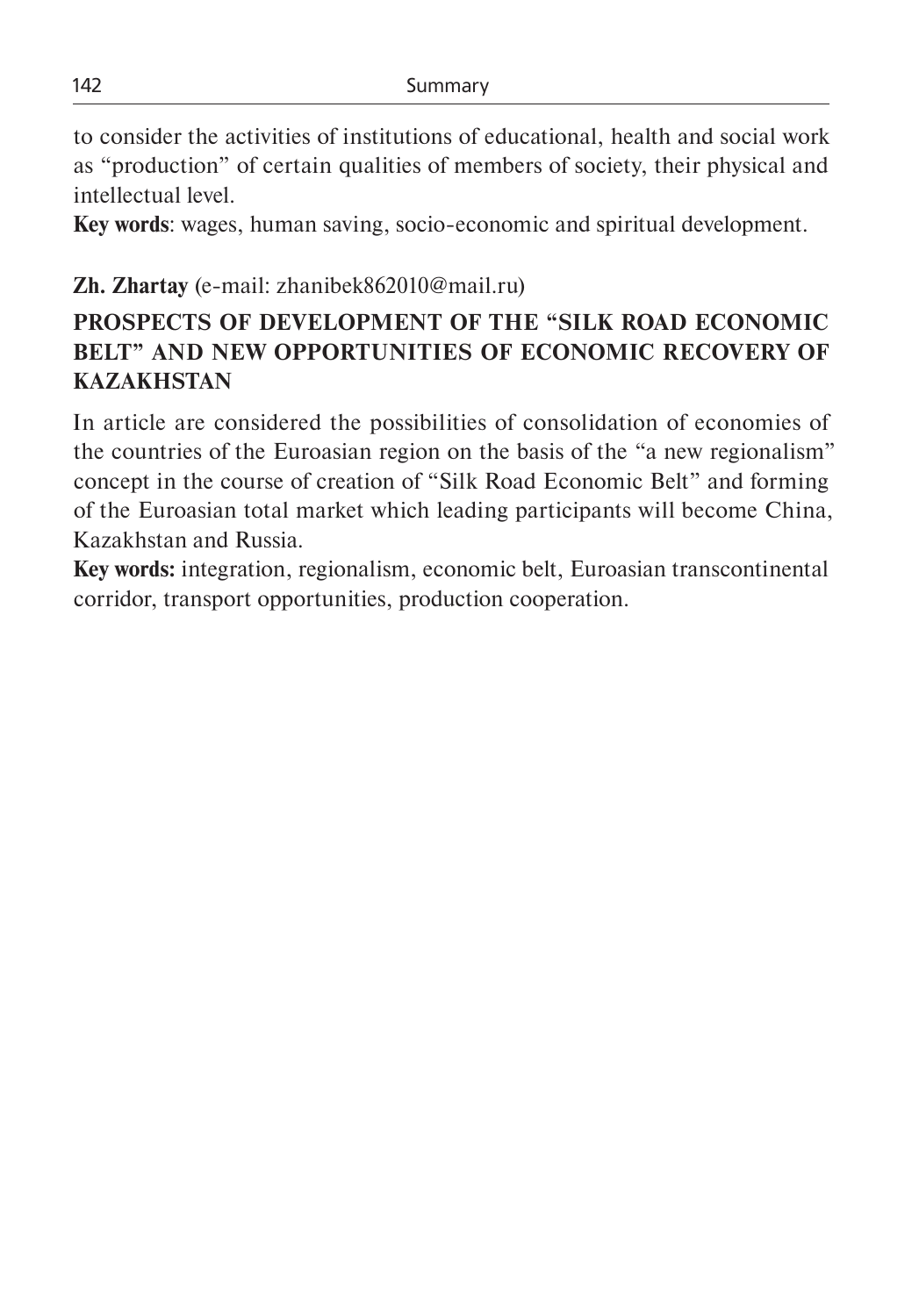to consider the activities of institutions of educational, health and social work as "production" of certain qualities of members of society, their physical and intellectual level.

**Key words**: wages, human saving, socio-economic and spiritual development.

**Zh. Zhartay** (e-mail: zhanibek862010@mail.ru)

**PROSPECTS OF DEVELOPMENT OF THE "SILK ROAD ECONOMIC BELT" AND NEW OPPORTUNITIES OF ECONOMIC RECOVERY OF KAZAKHSTAN**

In article are considered the possibilities of consolidation of economies of the countries of the Euroasian region on the basis of the "a new regionalism" concept in the course of creation of "Silk Road Economic Belt" and forming of the Euroasian total market which leading participants will become China, Kazakhstan and Russia.

**Key words:** integration, regionalism, economic belt, Euroasian transcontinental corridor, transport opportunities, production cooperation.